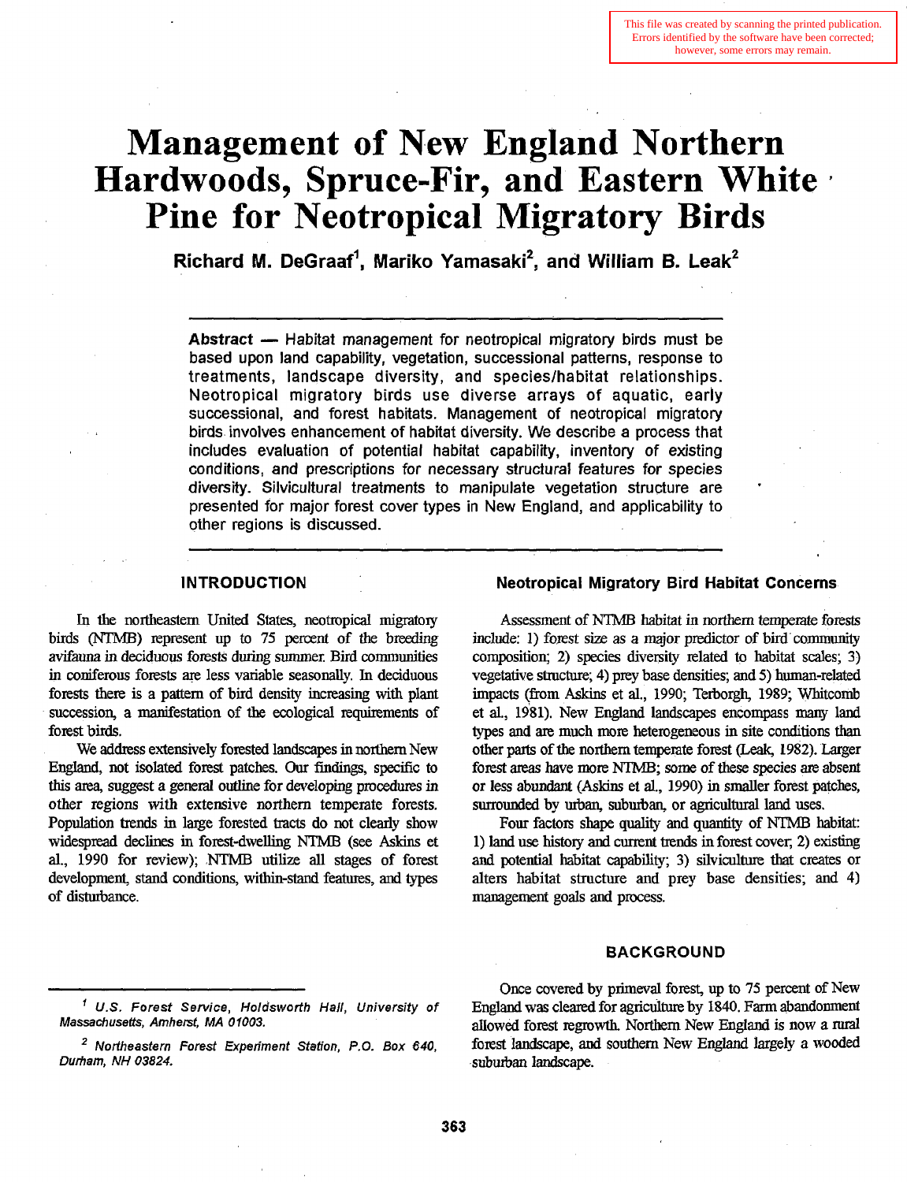This file was created by scanning the printed publication. Errors identified by the software have been corrected; however, some errors may remain.

# Management of New England Northern Hardwoods, Spruce-Fir, and Eastern White Pine for Neotropical Migratory Birds

**Richard M. DeGraaf[1], Mariko Yamasaki[2], and William B. Leak[2]**

---

**Abstract** — Habitat management for neotropical migratory birds must be based upon land capability, vegetation, successional patterns, response to treatments, landscape diversity, and species/habitat relationships. Neotropical migratory birds use diverse arrays of aquatic, early successional, and forest habitats. Management of neotropical migratory birds involves enhancement of habitat diversity. We describe a process that includes evaluation of potential habitat capability, inventory of existing conditions, and prescriptions for necessary structural features for species diversity. Silvicultural treatments to manipulate vegetation structure are presented for major forest cover types in New England, and applicability to other regions is discussed.

---

## INTRODUCTION

In the northeastern United States, neotropical migratory birds (NTMB) represent up to 75 percent of the breeding avifauna in deciduous forests during summer. Bird communities in coniferous forests are less variable seasonally. In deciduous forests there is a pattern of bird density increasing with plant succession, a manifestation of the ecological requirements of forest birds.

We address extensively forested landscapes in northern New England, not isolated forest patches. Our findings, specific to this area, suggest a general outline for developing procedures in other regions with extensive northern temperate forests. Population trends in large forested tracts do not clearly show widespread declines in forest-dwelling NTMB (see Askins et al., 1990 for review); NTMB utilize all stages of forest development, stand conditions, within-stand features, and types of disturbance.

### Neotropical Migratory Bird Habitat Concerns

Assessment of NTMB habitat in northern temperate forests include: 1) forest size as a major predictor of bird community composition; 2) species diversity related to habitat scales; 3) vegetative structure; 4) prey base densities; and 5) human-related impacts (from Askins et al., 1990; Terborgh, 1989; Whitcomb et al., 1981). New England landscapes encompass many land types and are much more heterogeneous in site conditions than other parts of the northern temperate forest (Leak, 1982). Larger forest areas have more NTMB; some of these species are absent or less abundant (Askins et al., 1990) in smaller forest patches, surrounded by urban, suburban, or agricultural land uses.

Four factors shape quality and quantity of NTMB habitat: 1) land use history and current trends in forest cover; 2) existing and potential habitat capability; 3) silviculture that creates or alters habitat structure and prey base densities; and 4) management goals and process.

## BACKGROUND

Once covered by primeval forest, up to 75 percent of New England was cleared for agriculture by 1840. Farm abandonment allowed forest regrowth. Northern New England is now a rural forest landscape, and southern New England largely a wooded suburban landscape.

---

[1] *U.S. Forest Service, Holdsworth Hall, University of Massachusetts, Amherst, MA 01003.*

[2] *Northeastern Forest Experiment Station, P.O. Box 640, Durham, NH 03824.*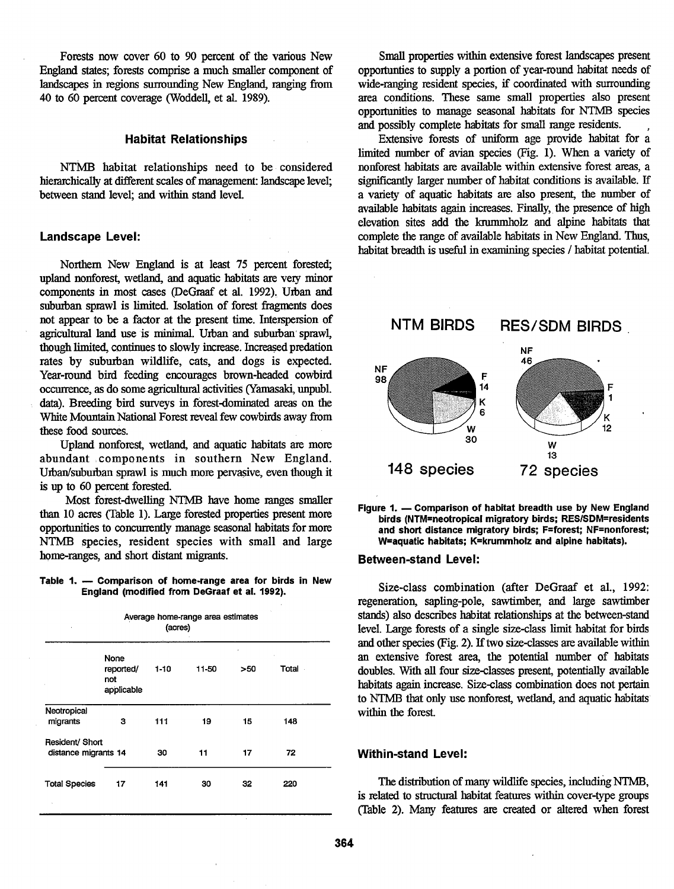Forests now cover 60 to 90 percent of the various New England states; forests comprise a much smaller component of landscapes in regions surrounding New England, ranging from 40 to 60 percent coverage (Woddell, et al. 1989).

### Habitat Relationships

NTMB habitat relationships need to be considered hierarchically at different scales of management: landscape level; between stand level; and within stand level.

### Landscape Level:

Northern New England is at least 75 percent forested; upland nonforest, wetland, and aquatic habitats are very minor components in most cases (DeGraaf et al. 1992). Urban and suburban sprawl is limited. Isolation of forest fragments does not appear to be a factor at the present time. Interspersion of agricultural land use is minimal. Urban and suburban sprawl, though limited, continues to slowly increase. Increased predation rates by suburban wildlife, cats, and dogs is expected. Year-round bird feeding encourages brown-headed cowbird occurrence, as do some agricultural activities (Yamasaki, unpubl. data). Breeding bird surveys in forest-dominated areas on the White Mountain National Forest reveal few cowbirds away from these food sources.

Upland nonforest, wetland, and aquatic habitats are more abundant components in southern New England. Urban/suburban sprawl is much more pervasive, even though it is up to 60 percent forested.

Most forest-dwelling NTMB have home ranges smaller than 10 acres (Table 1). Large forested properties present more opportunities to concurrently manage seasonal habitats for more NTMB species, resident species with small and large home-ranges, and short distant migrants.

**Table 1. — Comparison of home-range area for birds in New England (modified from DeGraaf et al. 1992).**

| | Average home-range area estimates (acres) | | | | |
|---|---|---|---|---|---|
| | None reported/ not applicable | 1-10 | 11-50 | >50 | Total |
| Neotropical migrants | 3 | 111 | 19 | 15 | 148 |
| Resident/ Short distance migrants | 14 | 30 | 11 | 17 | 72 |
| Total Species | 17 | 141 | 30 | 32 | 220 |

Small properties within extensive forest landscapes present opportunities to supply a portion of year-round habitat needs of wide-ranging resident species, if coordinated with surrounding area conditions. These same small properties also present opportunities to manage seasonal habitats for NTMB species and possibly complete habitats for small range residents.

Extensive forests of uniform age provide habitat for a limited number of avian species (Fig. 1). When a variety of nonforest habitats are available within extensive forest areas, a significantly larger number of habitat conditions is available. If a variety of aquatic habitats are also present, the number of available habitats again increases. Finally, the presence of high elevation sites add the krummholz and alpine habitats that complete the range of available habitats in New England. Thus, habitat breadth is useful in examining species / habitat potential.

NTM BIRDS: NF 98, F 14, K 6, W 30 — 148 species

RES/SDM BIRDS: NF 46, F 1, K 12, W 13 — 72 species

**Figure 1. — Comparison of habitat breadth use by New England birds (NTM=neotropical migratory birds; RES/SDM=residents and short distance migratory birds; F=forest; NF=nonforest; W=aquatic habitats; K=krummholz and alpine habitats).**

### Between-stand Level:

Size-class combination (after DeGraaf et al., 1992: regeneration, sapling-pole, sawtimber, and large sawtimber stands) also describes habitat relationships at the between-stand level. Large forests of a single size-class limit habitat for birds and other species (Fig. 2). If two size-classes are available within an extensive forest area, the potential number of habitats doubles. With all four size-classes present, potentially available habitats again increase. Size-class combination does not pertain to NTMB that only use nonforest, wetland, and aquatic habitats within the forest.

### Within-stand Level:

The distribution of many wildlife species, including NTMB, is related to structural habitat features within cover-type groups (Table 2). Many features are created or altered when forest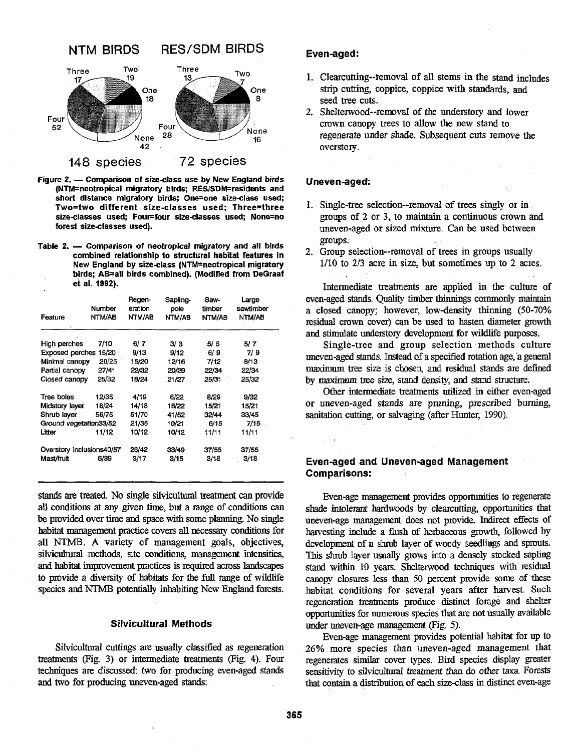NTM BIRDS    RES/SDM BIRDS

Three 17, Two 19, One 18, None 42, Four 52 — 148 species

Three 13, Two 7, One 8, None 16, Four 28 — 72 species

**Figure 2. — Comparison of size-class use by New England birds (NTM=neotropical migratory birds; RES/SDM=residents and short distance migratory birds; One=one size-class used; Two=two different size-classes used; Three=three size-classes used; Four=four size-classes used; None=no forest size-classes used).**

**Table 2. — Comparison of neotropical migratory and all birds combined relationship to structural habitat features in New England by size-class (NTM=neotropical migratory birds; AB=all birds combined). (Modified from DeGraaf et al. 1992).**

| Feature | Number NTM/AB | Regeneration NTM/AB | Sapling-pole NTM/AB | Sawtimber NTM/AB | Large sawtimber NTM/AB |
|---|---|---|---|---|---|
| High perches | 7/10 | 6/7 | 3/3 | 5/6 | 5/7 |
| Exposed perches | 15/20 | 9/13 | 9/12 | 6/9 | 7/9 |
| Minimal canopy | 20/25 | 15/20 | 12/16 | 7/12 | 8/13 |
| Partial canopy | 27/41 | 22/32 | 20/29 | 22/34 | 22/34 |
| Closed canopy | 25/32 | 18/24 | 21/27 | 25/31 | 25/32 |
| Tree boles | 12/35 | 4/19 | 6/22 | 8/29 | 9/32 |
| Midstory layer | 18/24 | 14/18 | 16/22 | 15/21 | 15/21 |
| Shrub layer | 56/75 | 51/70 | 41/52 | 32/44 | 33/45 |
| Ground vegetation | 33/52 | 21/36 | 10/21 | 6/15 | 7/16 |
| Litter | 11/12 | 10/12 | 10/12 | 11/11 | 11/11 |
| Overstory inclusions | 40/57 | 26/42 | 33/49 | 37/55 | 37/55 |
| Mast/fruit | 6/39 | 3/17 | 3/15 | 3/18 | 3/18 |

stands are treated. No single silvicultural treatment can provide all conditions at any given time, but a range of conditions can be provided over time and space with some planning. No single habitat management practice covers all necessary conditions for all NTMB. A variety of management goals, objectives, silvicultural methods, site conditions, management intensities, and habitat improvement practices is required across landscapes to provide a diversity of habitats for the full range of wildlife species and NTMB potentially inhabiting New England forests.

### Silvicultural Methods

Silvicultural cuttings are usually classified as regeneration treatments (Fig. 3) or intermediate treatments (Fig. 4). Four techniques are discussed: two for producing even-aged stands and two for producing uneven-aged stands:

#### Even-aged:

1. Clearcutting--removal of all stems in the stand includes strip cutting, coppice, coppice with standards, and seed tree cuts.
2. Shelterwood--removal of the understory and lower crown canopy trees to allow the new stand to regenerate under shade. Subsequent cuts remove the overstory.

#### Uneven-aged:

1. Single-tree selection--removal of trees singly or in groups of 2 or 3, to maintain a continuous crown and uneven-aged or sized mixture. Can be used between groups.
2. Group selection--removal of trees in groups usually 1/10 to 2/3 acre in size, but sometimes up to 2 acres.

Intermediate treatments are applied in the culture of even-aged stands. Quality timber thinnings commonly maintain a closed canopy; however, low-density thinning (50-70% residual crown cover) can be used to hasten diameter growth and stimulate understory development for wildlife purposes.

Single-tree and group selection methods culture uneven-aged stands. Instead of a specified rotation age, a general maximum tree size is chosen, and residual stands are defined by maximum tree size, stand density, and stand structure.

Other intermediate treatments utilized in either even-aged or uneven-aged stands are pruning, prescribed burning, sanitation cutting, or salvaging (after Hunter, 1990).

### Even-aged and Uneven-aged Management Comparisons:

Even-age management provides opportunities to regenerate shade intolerant hardwoods by clearcutting, opportunities that uneven-age management does not provide. Indirect effects of harvesting include a flush of herbaceous growth, followed by development of a shrub layer of woody seedlings and sprouts. This shrub layer usually grows into a densely stocked sapling stand within 10 years. Shelterwood techniques with residual canopy closures less than 50 percent provide some of these habitat conditions for several years after harvest. Such regeneration treatments produce distinct forage and shelter opportunities for numerous species that are not usually available under uneven-age management (Fig. 5).

Even-age management provides potential habitat for up to 26% more species than uneven-aged management that regenerates similar cover types. Bird species display greater sensitivity to silvicultural treatment than do other taxa. Forests that contain a distribution of each size-class in distinct even-age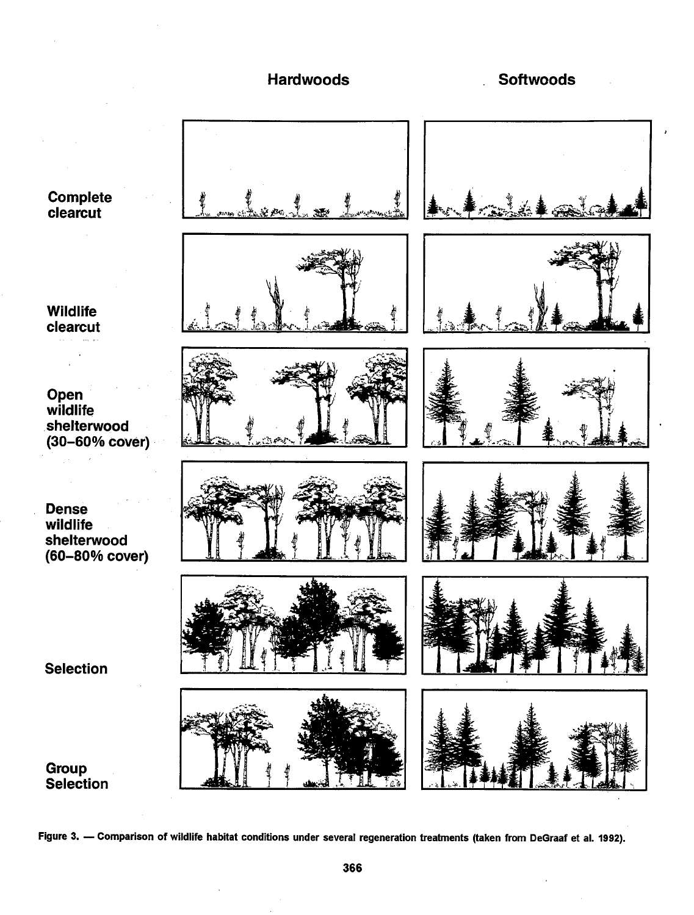| | Hardwoods | Softwoods |
|---|---|---|
| Complete clearcut | | |
| Wildlife clearcut | | |
| Open wildlife shelterwood (30–60% cover) | | |
| Dense wildlife shelterwood (60–80% cover) | | |
| Selection | | |
| Group Selection | | |

**Figure 3. — Comparison of wildlife habitat conditions under several regeneration treatments (taken from DeGraaf et al. 1992).**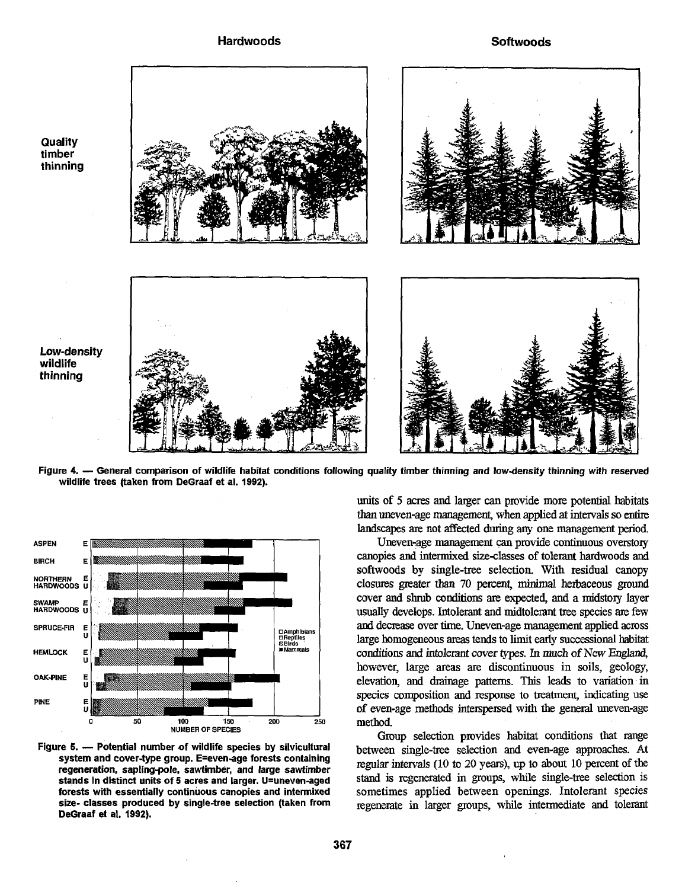**Figure 4. — General comparison of wildlife habitat conditions following quality timber thinning and low-density thinning with reserved wildlife trees (taken from DeGraaf et al. 1992).**

**Figure 5. — Potential number of wildlife species by silvicultural system and cover-type group. E=even-age forests containing regeneration, sapling-pole, sawtimber, and large sawtimber stands in distinct units of 5 acres and larger. U=uneven-aged forests with essentially continuous canopies and intermixed size- classes produced by single-tree selection (taken from DeGraaf et al. 1992).**

units of 5 acres and larger can provide more potential habitats than uneven-age management, when applied at intervals so entire landscapes are not affected during any one management period.

Uneven-age management can provide continuous overstory canopies and intermixed size-classes of tolerant hardwoods and softwoods by single-tree selection. With residual canopy closures greater than 70 percent, minimal herbaceous ground cover and shrub conditions are expected, and a midstory layer usually develops. Intolerant and midtolerant tree species are few and decrease over time. Uneven-age management applied across large homogeneous areas tends to limit early successional habitat conditions and intolerant cover types. *In much of New England*, however, large areas are discontinuous in soils, geology, elevation, and drainage patterns. This leads to variation in species composition and response to treatment, indicating use of even-age methods interspersed with the general uneven-age method.

Group selection provides habitat conditions that range between single-tree selection and even-age approaches. At regular intervals (10 to 20 years), up to about 10 percent of the stand is regenerated in groups, while single-tree selection is sometimes applied between openings. Intolerant species regenerate in larger groups, while intermediate and tolerant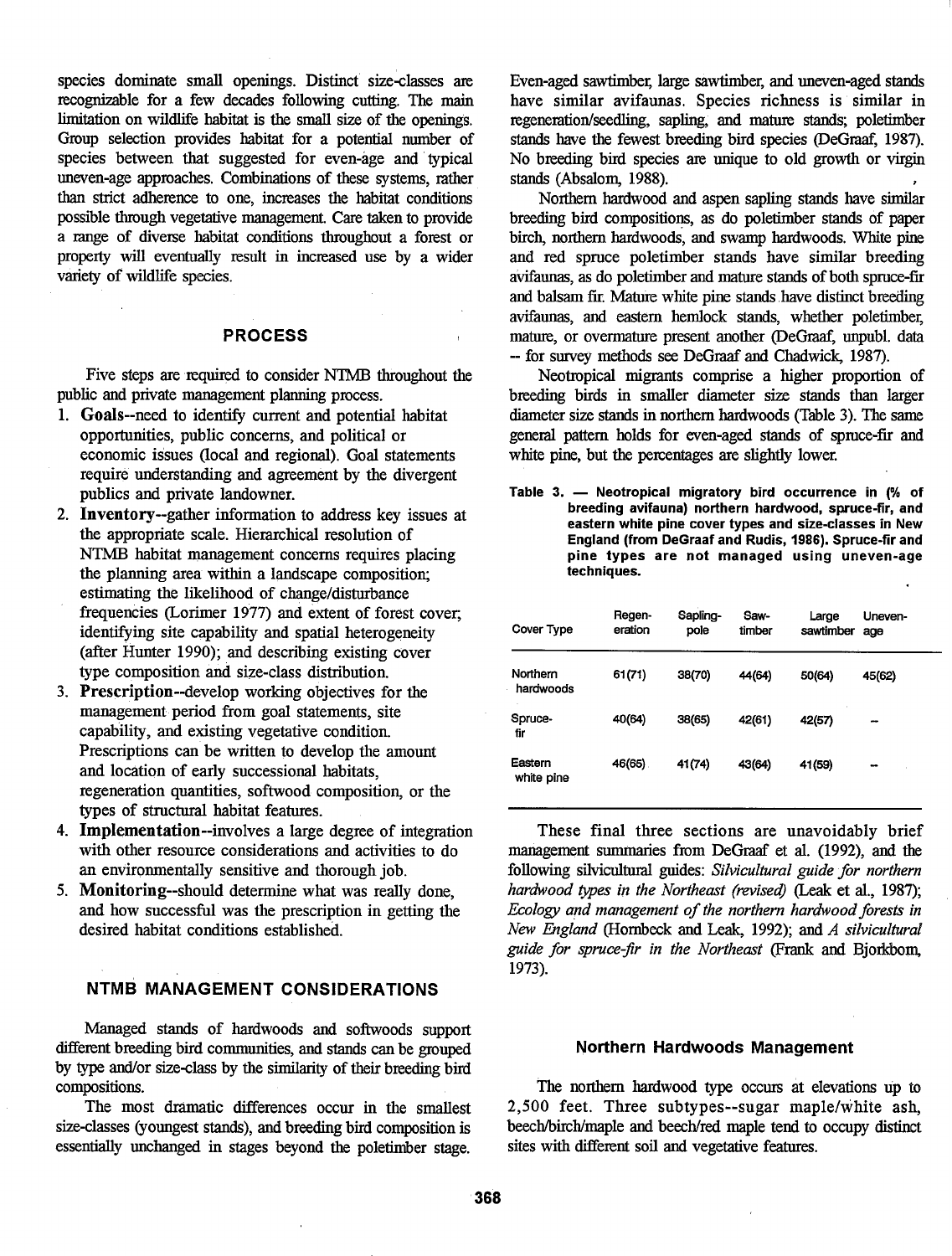species dominate small openings. Distinct size-classes are recognizable for a few decades following cutting. The main limitation on wildlife habitat is the small size of the openings. Group selection provides habitat for a potential number of species between that suggested for even-age and typical uneven-age approaches. Combinations of these systems, rather than strict adherence to one, increases the habitat conditions possible through vegetative management. Care taken to provide a range of diverse habitat conditions throughout a forest or property will eventually result in increased use by a wider variety of wildlife species.

## PROCESS

Five steps are required to consider NTMB throughout the public and private management planning process.

1. **Goals**--need to identify current and potential habitat opportunities, public concerns, and political or economic issues (local and regional). Goal statements require understanding and agreement by the divergent publics and private landowner.
2. **Inventory**--gather information to address key issues at the appropriate scale. Hierarchical resolution of NTMB habitat management concerns requires placing the planning area within a landscape composition; estimating the likelihood of change/disturbance frequencies (Lorimer 1977) and extent of forest cover; identifying site capability and spatial heterogeneity (after Hunter 1990); and describing existing cover type composition and size-class distribution.
3. **Prescription**--develop working objectives for the management period from goal statements, site capability, and existing vegetative condition. Prescriptions can be written to develop the amount and location of early successional habitats, regeneration quantities, softwood composition, or the types of structural habitat features.
4. **Implementation**--involves a large degree of integration with other resource considerations and activities to do an environmentally sensitive and thorough job.
5. **Monitoring**--should determine what was really done, and how successful was the prescription in getting the desired habitat conditions established.

## NTMB MANAGEMENT CONSIDERATIONS

Managed stands of hardwoods and softwoods support different breeding bird communities, and stands can be grouped by type and/or size-class by the similarity of their breeding bird compositions.

The most dramatic differences occur in the smallest size-classes (youngest stands), and breeding bird composition is essentially unchanged in stages beyond the poletimber stage. Even-aged sawtimber, large sawtimber, and uneven-aged stands have similar avifaunas. Species richness is similar in regeneration/seedling, sapling, and mature stands; poletimber stands have the fewest breeding bird species (DeGraaf, 1987). No breeding bird species are unique to old growth or virgin stands (Absalom, 1988).

Northern hardwood and aspen sapling stands have similar breeding bird compositions, as do poletimber stands of paper birch, northern hardwoods, and swamp hardwoods. White pine and red spruce poletimber stands have similar breeding avifaunas, as do poletimber and mature stands of both spruce-fir and balsam fir. Mature white pine stands have distinct breeding avifaunas, and eastern hemlock stands, whether poletimber, mature, or overmature present another (DeGraaf, unpubl. data -- for survey methods see DeGraaf and Chadwick, 1987).

Neotropical migrants comprise a higher proportion of breeding birds in smaller diameter size stands than larger diameter size stands in northern hardwoods (Table 3). The same general pattern holds for even-aged stands of spruce-fir and white pine, but the percentages are slightly lower.

**Table 3. — Neotropical migratory bird occurrence in (% of breeding avifauna) northern hardwood, spruce-fir, and eastern white pine cover types and size-classes in New England (from DeGraaf and Rudis, 1986). Spruce-fir and pine types are not managed using uneven-age techniques.**

| Cover Type | Regeneration | Sapling-pole | Sawtimber | Large sawtimber | Uneven-age |
|---|---|---|---|---|---|
| Northern hardwoods | 61(71) | 38(70) | 44(64) | 50(64) | 45(62) |
| Spruce-fir | 40(64) | 38(65) | 42(61) | 42(57) | -- |
| Eastern white pine | 46(65) | 41(74) | 43(64) | 41(59) | -- |

These final three sections are unavoidably brief management summaries from DeGraaf et al. (1992), and the following silvicultural guides: *Silvicultural guide for northern hardwood types in the Northeast (revised)* (Leak et al., 1987); *Ecology and management of the northern hardwood forests in New England* (Hornbeck and Leak, 1992); and *A silvicultural guide for spruce-fir in the Northeast* (Frank and Bjorkbom, 1973).

### Northern Hardwoods Management

The northern hardwood type occurs at elevations up to 2,500 feet. Three subtypes--sugar maple/white ash, beech/birch/maple and beech/red maple tend to occupy distinct sites with different soil and vegetative features.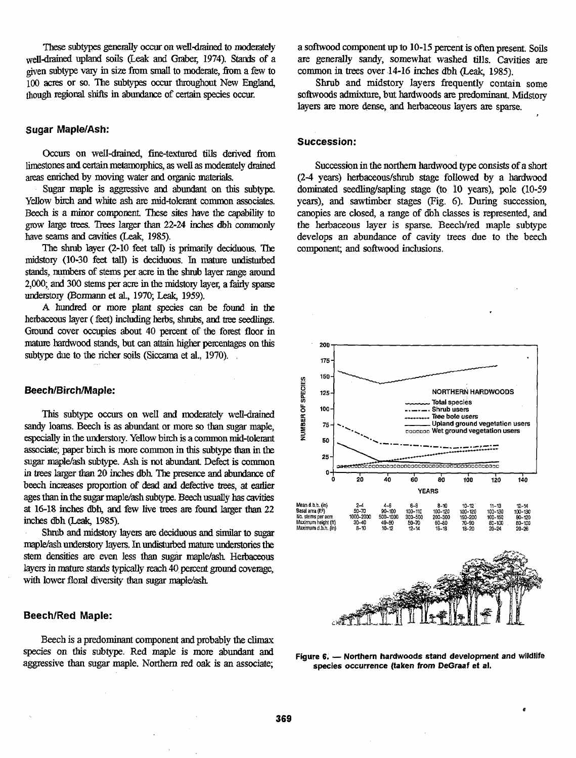These subtypes generally occur on well-drained to moderately well-drained upland soils (Leak and Graber, 1974). Stands of a given subtype vary in size from small to moderate, from a few to 100 acres or so. The subtypes occur throughout New England, though regional shifts in abundance of certain species occur.

### Sugar Maple/Ash:

Occurs on well-drained, fine-textured tills derived from limestones and certain metamorphics, as well as moderately drained areas enriched by moving water and organic materials.

Sugar maple is aggressive and abundant on this subtype. Yellow birch and white ash are mid-tolerant common associates. Beech is a minor component. These sites have the capability to grow large trees. Trees larger than 22-24 inches dbh commonly have seams and cavities (Leak, 1985).

The shrub layer (2-10 feet tall) is primarily deciduous. The midstory (10-30 feet tall) is deciduous. In mature undisturbed stands, numbers of stems per acre in the shrub layer range around 2,000; and 300 stems per acre in the midstory layer, a fairly sparse understory (Bormann et al., 1970; Leak, 1959).

A hundred or more plant species can be found in the herbaceous layer ( feet) including herbs, shrubs, and tree seedlings. Ground cover occupies about 40 percent of the forest floor in mature hardwood stands, but can attain higher percentages on this subtype due to the richer soils (Siccama et al., 1970).

### Beech/Birch/Maple:

This subtype occurs on well and moderately well-drained sandy loams. Beech is as abundant or more so than sugar maple, especially in the understory. Yellow birch is a common mid-tolerant associate; paper birch is more common in this subtype than in the sugar maple/ash subtype. Ash is not abundant. Defect is common in trees larger than 20 inches dbh. The presence and abundance of beech increases proportion of dead and defective trees, at earlier ages than in the sugar maple/ash subtype. Beech usually has cavities at 16-18 inches dbh, and few live trees are found larger than 22 inches dbh (Leak, 1985).

Shrub and midstory layers are deciduous and similar to sugar maple/ash understory layers. In undisturbed mature understories the stem densities are even less than sugar maple/ash. Herbaceous layers in mature stands typically reach 40 percent ground coverage, with lower floral diversity than sugar maple/ash.

### Beech/Red Maple:

Beech is a predominant component and probably the climax species on this subtype. Red maple is more abundant and aggressive than sugar maple. Northern red oak is an associate; a softwood component up to 10-15 percent is often present. Soils are generally sandy, somewhat washed tills. Cavities are common in trees over 14-16 inches dbh (Leak, 1985).

Shrub and midstory layers frequently contain some softwoods admixture, but hardwoods are predominant. Midstory layers are more dense, and herbaceous layers are sparse.

### Succession:

Succession in the northern hardwood type consists of a short (2-4 years) herbaceous/shrub stage followed by a hardwood dominated seedling/sapling stage (to 10 years), pole (10-59 years), and sawtimber stages (Fig. 6). During succession, canopies are closed, a range of dbh classes is represented, and the herbaceous layer is sparse. Beech/red maple subtype develops an abundance of cavity trees due to the beech component; and softwood inclusions.

| Mean d.b.h. (in) | 2–4 | 4–6 | 6–8 | 8–10 | 10–12 | 11–13 | 12–14 |
|---|---|---|---|---|---|---|---|
| Basal area (ft²) | 50–70 | 90–100 | 100–110 | 100–120 | 100–120 | 100–130 | 100–130 |
| No. stems per acre | 1000–2000 | 500–1000 | 300–500 | 200–300 | 150–200 | 100–150 | 80–120 |
| Maximum height (ft) | 30–40 | 40–60 | 50–70 | 60–80 | 70–90 | 80–100 | 80–100 |
| Maximum d.b.h. (in) | 8–10 | 10–12 | 12–14 | 16–18 | 18–20 | 20–24 | 20–26 |

**Figure 6. — Northern hardwoods stand development and wildlife species occurrence (taken from DeGraaf et al.**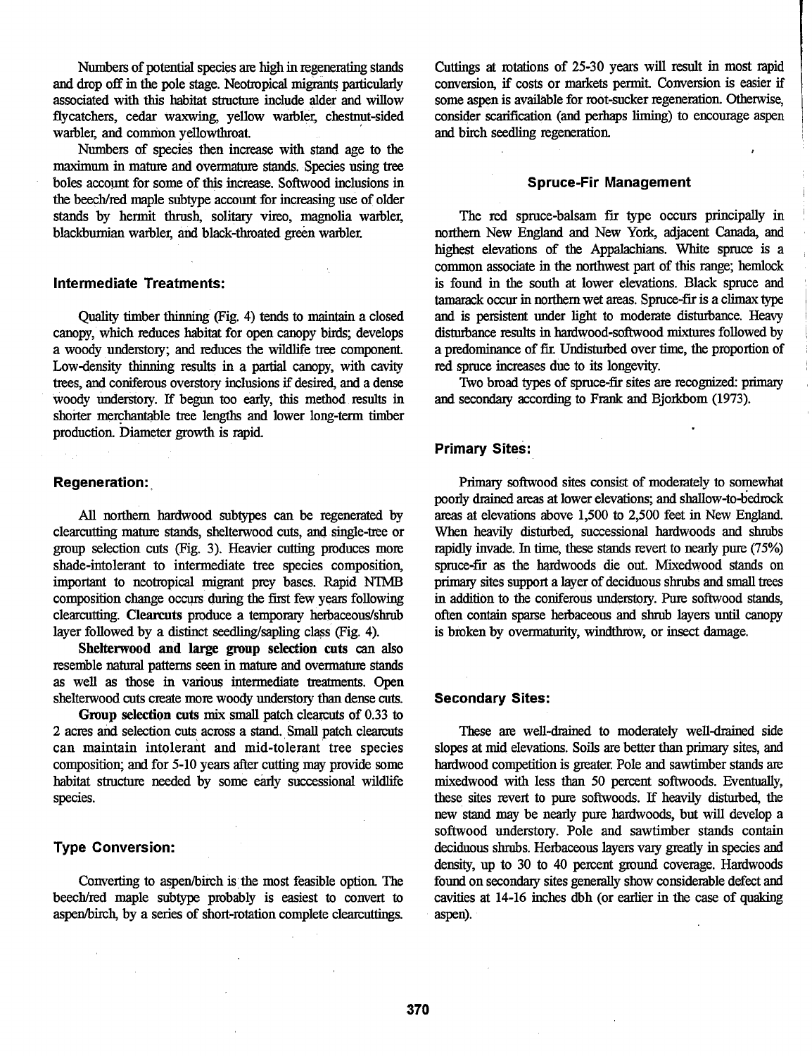Numbers of potential species are high in regenerating stands and drop off in the pole stage. Neotropical migrants particularly associated with this habitat structure include alder and willow flycatchers, cedar waxwing, yellow warbler, chestnut-sided warbler, and common yellowthroat.

Numbers of species then increase with stand age to the maximum in mature and overmature stands. Species using tree boles account for some of this increase. Softwood inclusions in the beech/red maple subtype account for increasing use of older stands by hermit thrush, solitary vireo, magnolia warbler, blackburnian warbler, and black-throated green warbler.

### Intermediate Treatments:

Quality timber thinning (Fig. 4) tends to maintain a closed canopy, which reduces habitat for open canopy birds; develops a woody understory; and reduces the wildlife tree component. Low-density thinning results in a partial canopy, with cavity trees, and coniferous overstory inclusions if desired, and a dense woody understory. If begun too early, this method results in shorter merchantable tree lengths and lower long-term timber production. Diameter growth is rapid.

### Regeneration:

All northern hardwood subtypes can be regenerated by clearcutting mature stands, shelterwood cuts, and single-tree or group selection cuts (Fig. 3). Heavier cutting produces more shade-intolerant to intermediate tree species composition, important to neotropical migrant prey bases. Rapid NTMB composition change occurs during the first few years following clearcutting. **Clearcuts** produce a temporary herbaceous/shrub layer followed by a distinct seedling/sapling class (Fig. 4).

**Shelterwood and large group selection cuts** can also resemble natural patterns seen in mature and overmature stands as well as those in various intermediate treatments. Open shelterwood cuts create more woody understory than dense cuts.

**Group selection cuts** mix small patch clearcuts of 0.33 to 2 acres and selection cuts across a stand. Small patch clearcuts can maintain intolerant and mid-tolerant tree species composition; and for 5-10 years after cutting may provide some habitat structure needed by some early successional wildlife species.

### Type Conversion:

Converting to aspen/birch is the most feasible option. The beech/red maple subtype probably is easiest to convert to aspen/birch, by a series of short-rotation complete clearcuttings. Cuttings at rotations of 25-30 years will result in most rapid conversion, if costs or markets permit. Conversion is easier if some aspen is available for root-sucker regeneration. Otherwise, consider scarification (and perhaps liming) to encourage aspen and birch seedling regeneration.

## Spruce-Fir Management

The red spruce-balsam fir type occurs principally in northern New England and New York, adjacent Canada, and highest elevations of the Appalachians. White spruce is a common associate in the northwest part of this range; hemlock is found in the south at lower elevations. Black spruce and tamarack occur in northern wet areas. Spruce-fir is a climax type and is persistent under light to moderate disturbance. Heavy disturbance results in hardwood-softwood mixtures followed by a predominance of fir. Undisturbed over time, the proportion of red spruce increases due to its longevity.

Two broad types of spruce-fir sites are recognized: primary and secondary according to Frank and Bjorkbom (1973).

### Primary Sites:

Primary softwood sites consist of moderately to somewhat poorly drained areas at lower elevations; and shallow-to-bedrock areas at elevations above 1,500 to 2,500 feet in New England. When heavily disturbed, successional hardwoods and shrubs rapidly invade. In time, these stands revert to nearly pure (75%) spruce-fir as the hardwoods die out. Mixedwood stands on primary sites support a layer of deciduous shrubs and small trees in addition to the coniferous understory. Pure softwood stands, often contain sparse herbaceous and shrub layers until canopy is broken by overmaturity, windthrow, or insect damage.

### Secondary Sites:

These are well-drained to moderately well-drained side slopes at mid elevations. Soils are better than primary sites, and hardwood competition is greater. Pole and sawtimber stands are mixedwood with less than 50 percent softwoods. Eventually, these sites revert to pure softwoods. If heavily disturbed, the new stand may be nearly pure hardwoods, but will develop a softwood understory. Pole and sawtimber stands contain deciduous shrubs. Herbaceous layers vary greatly in species and density, up to 30 to 40 percent ground coverage. Hardwoods found on secondary sites generally show considerable defect and cavities at 14-16 inches dbh (or earlier in the case of quaking aspen).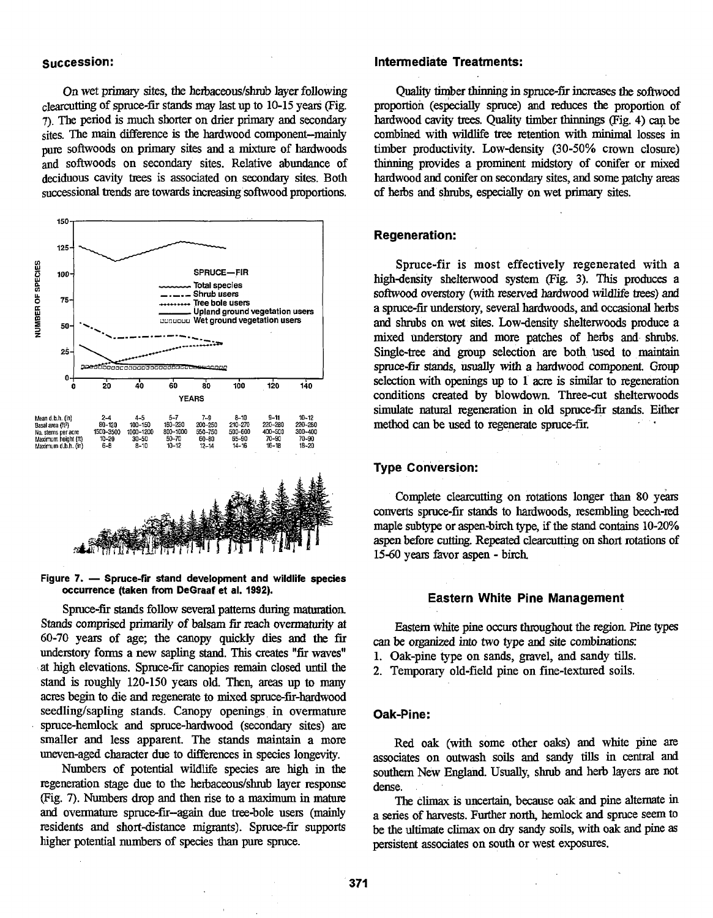## Succession:

On wet primary sites, the herbaceous/shrub layer following clearcutting of spruce-fir stands may last up to 10-15 years (Fig. 7). The period is much shorter on drier primary and secondary sites. The main difference is the hardwood component--mainly pure softwoods on primary sites and a mixture of hardwoods and softwoods on secondary sites. Relative abundance of deciduous cavity trees is associated on secondary sites. Both successional trends are towards increasing softwood proportions.

| Mean d.b.h. (in) | 2-4 | 4-5 | 5-7 | 7-9 | 8-10 | 9-11 | 10-12 |
|---|---|---|---|---|---|---|---|
| Basal area (ft²) | 80-120 | 100-150 | 160-230 | 200-250 | 210-270 | 220-280 | 220-280 |
| No. stems per acre | 1500-3500 | 1000-1200 | 800-1000 | 550-750 | 500-600 | 400-500 | 300-400 |
| Maximum height (ft) | 10-20 | 30-50 | 50-70 | 60-80 | 65-90 | 70-90 | 70-90 |
| Maximum d.b.h. (in) | 6-8 | 8-10 | 10-12 | 12-14 | 14-16 | 16-18 | 18-20 |

**Figure 7. — Spruce-fir stand development and wildlife species occurrence (taken from DeGraaf et al. 1992).**

Spruce-fir stands follow several patterns during maturation. Stands comprised primarily of balsam fir reach overmaturity at 60-70 years of age; the canopy quickly dies and the fir understory forms a new sapling stand. This creates "fir waves" at high elevations. Spruce-fir canopies remain closed until the stand is roughly 120-150 years old. Then, areas up to many acres begin to die and regenerate to mixed spruce-fir-hardwood seedling/sapling stands. Canopy openings in overmature spruce-hemlock and spruce-hardwood (secondary sites) are smaller and less apparent. The stands maintain a more uneven-aged character due to differences in species longevity.

Numbers of potential wildlife species are high in the regeneration stage due to the herbaceous/shrub layer response (Fig. 7). Numbers drop and then rise to a maximum in mature and overmature spruce-fir--again due tree-bole users (mainly residents and short-distance migrants). Spruce-fir supports higher potential numbers of species than pure spruce.

## Intermediate Treatments:

Quality timber thinning in spruce-fir increases the softwood proportion (especially spruce) and reduces the proportion of hardwood cavity trees. Quality timber thinnings (Fig. 4) can be combined with wildlife tree retention with minimal losses in timber productivity. Low-density (30-50% crown closure) thinning provides a prominent midstory of conifer or mixed hardwood and conifer on secondary sites, and some patchy areas of herbs and shrubs, especially on wet primary sites.

## Regeneration:

Spruce-fir is most effectively regenerated with a high-density shelterwood system (Fig. 3). This produces a softwood overstory (with reserved hardwood wildlife trees) and a spruce-fir understory, several hardwoods, and occasional herbs and shrubs on wet sites. Low-density shelterwoods produce a mixed understory and more patches of herbs and shrubs. Single-tree and group selection are both used to maintain spruce-fir stands, usually with a hardwood component. Group selection with openings up to 1 acre is similar to regeneration conditions created by blowdown. Three-cut shelterwoods simulate natural regeneration in old spruce-fir stands. Either method can be used to regenerate spruce-fir.

## Type Conversion:

Complete clearcutting on rotations longer than 80 years converts spruce-fir stands to hardwoods, resembling beech-red maple subtype or aspen-birch type, if the stand contains 10-20% aspen before cutting. Repeated clearcutting on short rotations of 15-60 years favor aspen - birch.

# Eastern White Pine Management

Eastern white pine occurs throughout the region. Pine types can be organized into two type and site combinations:

1. Oak-pine type on sands, gravel, and sandy tills.
2. Temporary old-field pine on fine-textured soils.

## Oak-Pine:

Red oak (with some other oaks) and white pine are associates on outwash soils and sandy tills in central and southern New England. Usually, shrub and herb layers are not dense.

The climax is uncertain, because oak and pine alternate in a series of harvests. Further north, hemlock and spruce seem to be the ultimate climax on dry sandy soils, with oak and pine as persistent associates on south or west exposures.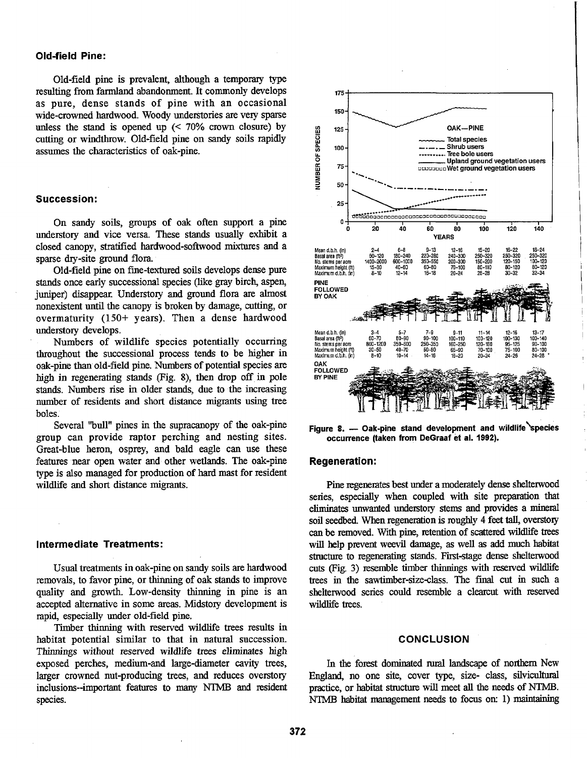### Old-field Pine:

Old-field pine is prevalent, although a temporary type resulting from farmland abandonment. It commonly develops as pure, dense stands of pine with an occasional wide-crowned hardwood. Woody understories are very sparse unless the stand is opened up (< 70% crown closure) by cutting or windthrow. Old-field pine on sandy soils rapidly assumes the characteristics of oak-pine.

### Succession:

On sandy soils, groups of oak often support a pine understory and vice versa. These stands usually exhibit a closed canopy, stratified hardwood-softwood mixtures and a sparse dry-site ground flora.

Old-field pine on fine-textured soils develops dense pure stands once early successional species (like gray birch, aspen, juniper) disappear. Understory and ground flora are almost nonexistent until the canopy is broken by damage, cutting, or overmaturity (150+ years). Then a dense hardwood understory develops.

Numbers of wildlife species potentially occurring throughout the successional process tends to be higher in oak-pine than old-field pine. Numbers of potential species are high in regenerating stands (Fig. 8), then drop off in pole stands. Numbers rise in older stands, due to the increasing number of residents and short distance migrants using tree boles.

Several "bull" pines in the supracanopy of the oak-pine group can provide raptor perching and nesting sites. Great-blue heron, osprey, and bald eagle can use these features near open water and other wetlands. The oak-pine type is also managed for production of hard mast for resident wildlife and short distance migrants.

### Intermediate Treatments:

Usual treatments in oak-pine on sandy soils are hardwood removals, to favor pine, or thinning of oak stands to improve quality and growth. Low-density thinning in pine is an accepted alternative in some areas. Midstory development is rapid, especially under old-field pine.

Timber thinning with reserved wildlife trees results in habitat potential similar to that in natural succession. Thinnings without reserved wildlife trees eliminates high exposed perches, medium-and large-diameter cavity trees, larger crowned nut-producing trees, and reduces overstory inclusions--important features to many NTMB and resident species.

| PINE FOLLOWED BY OAK | | | | | | | |
|---|---|---|---|---|---|---|---|
| Mean d.b.h. (in) | 2–4 | 6–8 | 9–13 | 12–16 | 15–20 | 16–22 | 18–24 |
| Basal area (ft²) | 60–120 | 180–240 | 220–280 | 240–300 | 250–320 | 250–320 | 250–320 |
| No. stems per acre | 1400–2000 | 600–1000 | 350–550 | 200–300 | 150–200 | 120–150 | 100–120 |
| Maximum height (ft) | 15–30 | 40–60 | 60–80 | 70–100 | 80–110 | 80–120 | 80–120 |
| Maximum d.b.h. (in) | 8–10 | 12–14 | 16–18 | 20–24 | 26–28 | 30–32 | 32–34 |

| OAK FOLLOWED BY PINE | | | | | | | |
|---|---|---|---|---|---|---|---|
| Mean d.b.h. (in) | 3–4 | 5–7 | 7–9 | 9–11 | 11–14 | 12–16 | 13–17 |
| Basal area (ft²) | 60–70 | 80–90 | 90–100 | 100–110 | 100–120 | 100–130 | 100–140 |
| No. stems per acre | 800–1200 | 350–600 | 250–350 | 160–250 | 120–160 | 95–125 | 90–100 |
| Maximum height (ft) | 30–50 | 40–70 | 50–80 | 65–90 | 70–100 | 75–100 | 80–100 |
| Maximum d.b.h. (in) | 8–10 | 10–14 | 14–16 | 16–20 | 20–24 | 24–26 | 24–28 |

Figure 8. — Oak-pine stand development and wildlife species occurrence (taken from DeGraaf et al. 1992).

### Regeneration:

Pine regenerates best under a moderately dense shelterwood series, especially when coupled with site preparation that eliminates unwanted understory stems and provides a mineral soil seedbed. When regeneration is roughly 4 feet tall, overstory can be removed. With pine, retention of scattered wildlife trees will help prevent weevil damage, as well as add much habitat structure to regenerating stands. First-stage dense shelterwood cuts (Fig. 3) resemble timber thinnings with reserved wildlife trees in the sawtimber-size-class. The final cut in such a shelterwood series could resemble a clearcut with reserved wildlife trees.

## CONCLUSION

In the forest dominated rural landscape of northern New England, no one site, cover type, size- class, silvicultural practice, or habitat structure will meet all the needs of NTMB. NTMB habitat management needs to focus on: 1) maintaining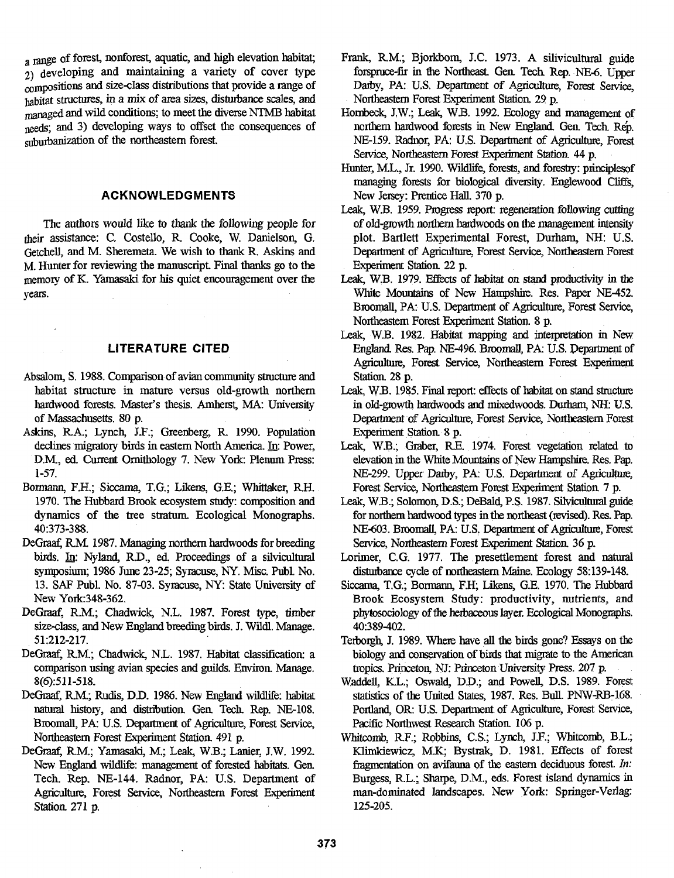a range of forest, nonforest, aquatic, and high elevation habitat; 2) developing and maintaining a variety of cover type compositions and size-class distributions that provide a range of habitat structures, in a mix of area sizes, disturbance scales, and managed and wild conditions; to meet the diverse NTMB habitat needs; and 3) developing ways to offset the consequences of suburbanization of the northeastern forest.

## ACKNOWLEDGMENTS

The authors would like to thank the following people for their assistance: C. Costello, R. Cooke, W. Danielson, G. Getchell, and M. Sheremeta. We wish to thank R. Askins and M. Hunter for reviewing the manuscript. Final thanks go to the memory of K. Yamasaki for his quiet encouragement over the years.

## LITERATURE CITED

Absalom, S. 1988. Comparison of avian community structure and habitat structure in mature versus old-growth northern hardwood forests. Master's thesis. Amherst, MA: University of Massachusetts. 80 p.

Askins, R.A.; Lynch, J.F.; Greenberg, R. 1990. Population declines migratory birds in eastern North America. In: Power, D.M., ed. Current Ornithology 7. New York: Plenum Press: 1-57.

Bormann, F.H.; Siccama, T.G.; Likens, G.E.; Whittaker, R.H. 1970. The Hubbard Brook ecosystem study: composition and dynamics of the tree stratum. Ecological Monographs. 40:373-388.

DeGraaf, R.M. 1987. Managing northern hardwoods for breeding birds. In: Nyland, R.D., ed. Proceedings of a silvicultural symposium; 1986 June 23-25; Syracuse, NY. Misc. Publ. No. 13. SAF Publ. No. 87-03. Syracuse, NY: State University of New York:348-362.

DeGraaf, R.M.; Chadwick, N.L. 1987. Forest type, timber size-class, and New England breeding birds. J. Wildl. Manage. 51:212-217.

DeGraaf, R.M.; Chadwick, N.L. 1987. Habitat classification: a comparison using avian species and guilds. Environ. Manage. 8(6):511-518.

DeGraaf, R.M.; Rudis, D.D. 1986. New England wildlife: habitat natural history, and distribution. Gen. Tech. Rep. NE-108. Broomall, PA: U.S. Department of Agriculture, Forest Service, Northeastern Forest Experiment Station. 491 p.

DeGraaf, R.M.; Yamasaki, M.; Leak, W.B.; Lanier, J.W. 1992. New England wildlife: management of forested habitats. Gen. Tech. Rep. NE-144. Radnor, PA: U.S. Department of Agriculture, Forest Service, Northeastern Forest Experiment Station. 271 p.

Frank, R.M.; Bjorkbom, J.C. 1973. A silivicultural guide forspruce-fir in the Northeast. Gen. Tech. Rep. NE-6. Upper Darby, PA: U.S. Department of Agriculture, Forest Service, Northeastern Forest Experiment Station. 29 p.

Hornbeck, J.W.; Leak, W.B. 1992. Ecology and management of northern hardwood forests in New England. Gen. Tech. Rep. NE-159. Radnor, PA: U.S. Department of Agriculture, Forest Service, Northeastern Forest Experiment Station. 44 p.

Hunter, M.L., Jr. 1990. Wildlife, forests, and forestry: principlesof managing forests for biological diversity. Englewood Cliffs, New Jersey: Prentice Hall. 370 p.

Leak, W.B. 1959. Progress report: regeneration following cutting of old-growth northern hardwoods on the management intensity plot. Bartlett Experimental Forest, Durham, NH: U.S. Department of Agriculture, Forest Service, Northeastern Forest Experiment Station. 22 p.

Leak, W.B. 1979. Effects of habitat on stand productivity in the White Mountains of New Hampshire. Res. Paper NE-452. Broomall, PA: U.S. Department of Agriculture, Forest Service, Northeastern Forest Experiment Station. 8 p.

Leak, W.B. 1982. Habitat mapping and interpretation in New England. Res. Pap. NE-496. Broomall, PA: U.S. Department of Agriculture, Forest Service, Northeastern Forest Experiment Station. 28 p.

Leak, W.B. 1985. Final report: effects of habitat on stand structure in old-growth hardwoods and mixedwoods. Durham, NH: U.S. Department of Agriculture, Forest Service, Northeastern Forest Experiment Station. 8 p.

Leak, W.B.; Graber, R.E. 1974. Forest vegetation related to elevation in the White Mountains of New Hampshire. Res. Pap. NE-299. Upper Darby, PA: U.S. Department of Agriculture, Forest Service, Northeastern Forest Experiment Station. 7 p.

Leak, W.B.; Solomon, D.S.; DeBald, P.S. 1987. Silvicultural guide for northern hardwood types in the northeast (revised). Res. Pap. NE-603. Broomall, PA: U.S. Department of Agriculture, Forest Service, Northeastern Forest Experiment Station. 36 p.

Lorimer, C.G. 1977. The presettlement forest and natural disturbance cycle of northeastern Maine. Ecology 58:139-148.

Siccama, T.G.; Bormann, F.H; Likens, G.E. 1970. The Hubbard Brook Ecosystem Study: productivity, nutrients, and phytosociology of the herbaceous layer. Ecological Monographs. 40:389-402.

Terborgh, J. 1989. Where have all the birds gone? Essays on the biology and conservation of birds that migrate to the American tropics. Princeton, NJ: Princeton University Press. 207 p.

Waddell, K.L.; Oswald, D.D.; and Powell, D.S. 1989. Forest statistics of the United States, 1987. Res. Bull. PNW-RB-168. Portland, OR: U.S. Department of Agriculture, Forest Service, Pacific Northwest Research Station. 106 p.

Whitcomb, R.F.; Robbins, C.S.; Lynch, J.F.; Whitcomb, B.L.; Klimkiewicz, M.K; Bystrak, D. 1981. Effects of forest fragmentation on avifauna of the eastern deciduous forest. *In:* Burgess, R.L.; Sharpe, D.M., eds. Forest island dynamics in man-dominated landscapes. New York: Springer-Verlag: 125-205.